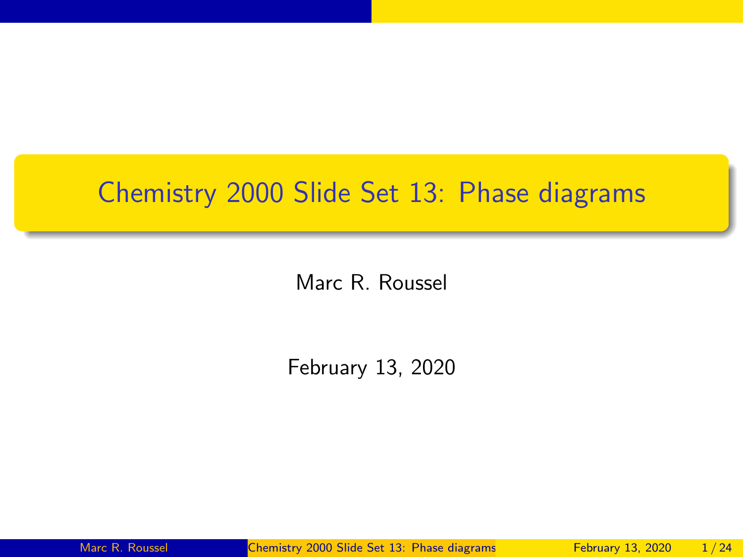# Chemistry 2000 Slide Set 13: Phase diagrams

Marc R. Roussel

February 13, 2020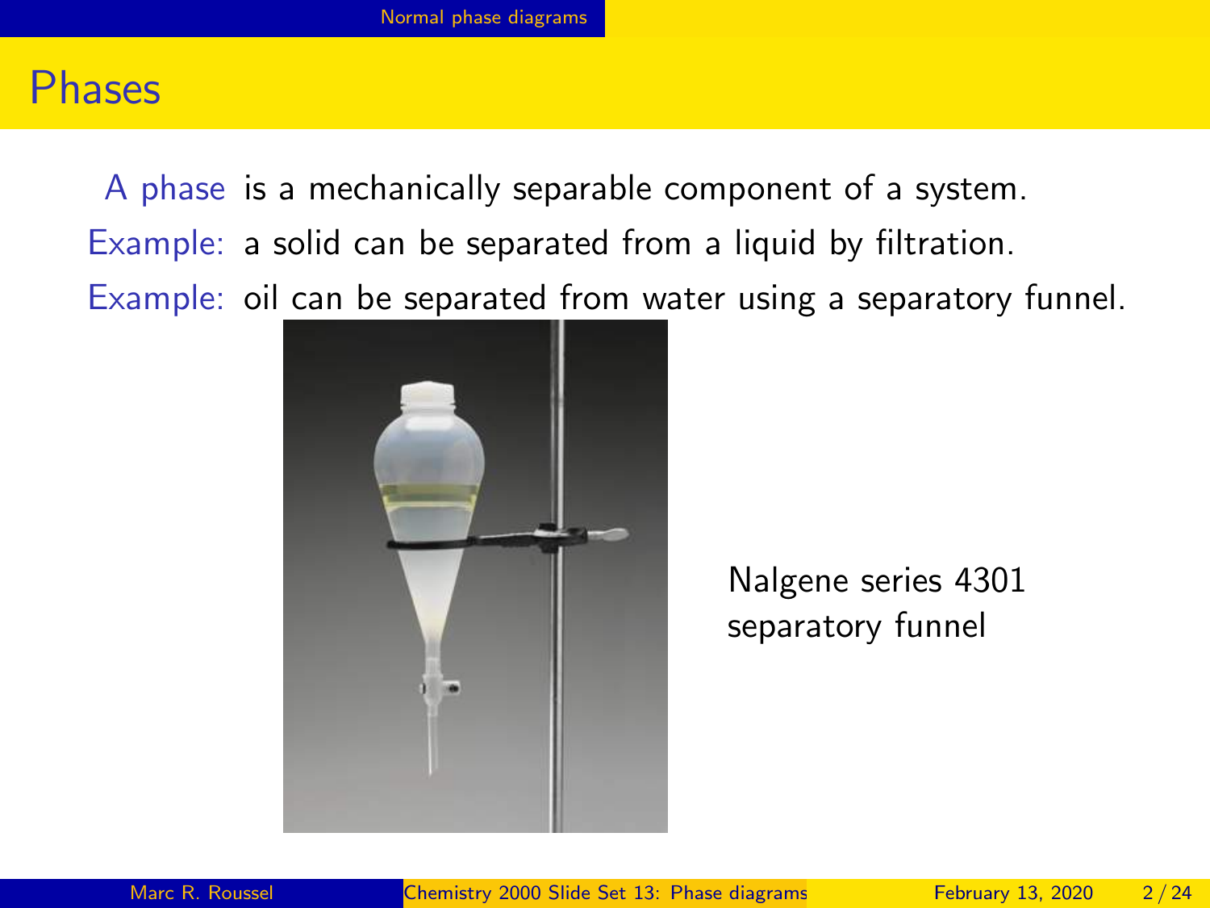# Phases

A phase is a mechanically separable component of a system.

Example: a solid can be separated from a liquid by filtration.

Example: oil can be separated from water using a separatory funnel.

Nalgene series 4301 separatory funnel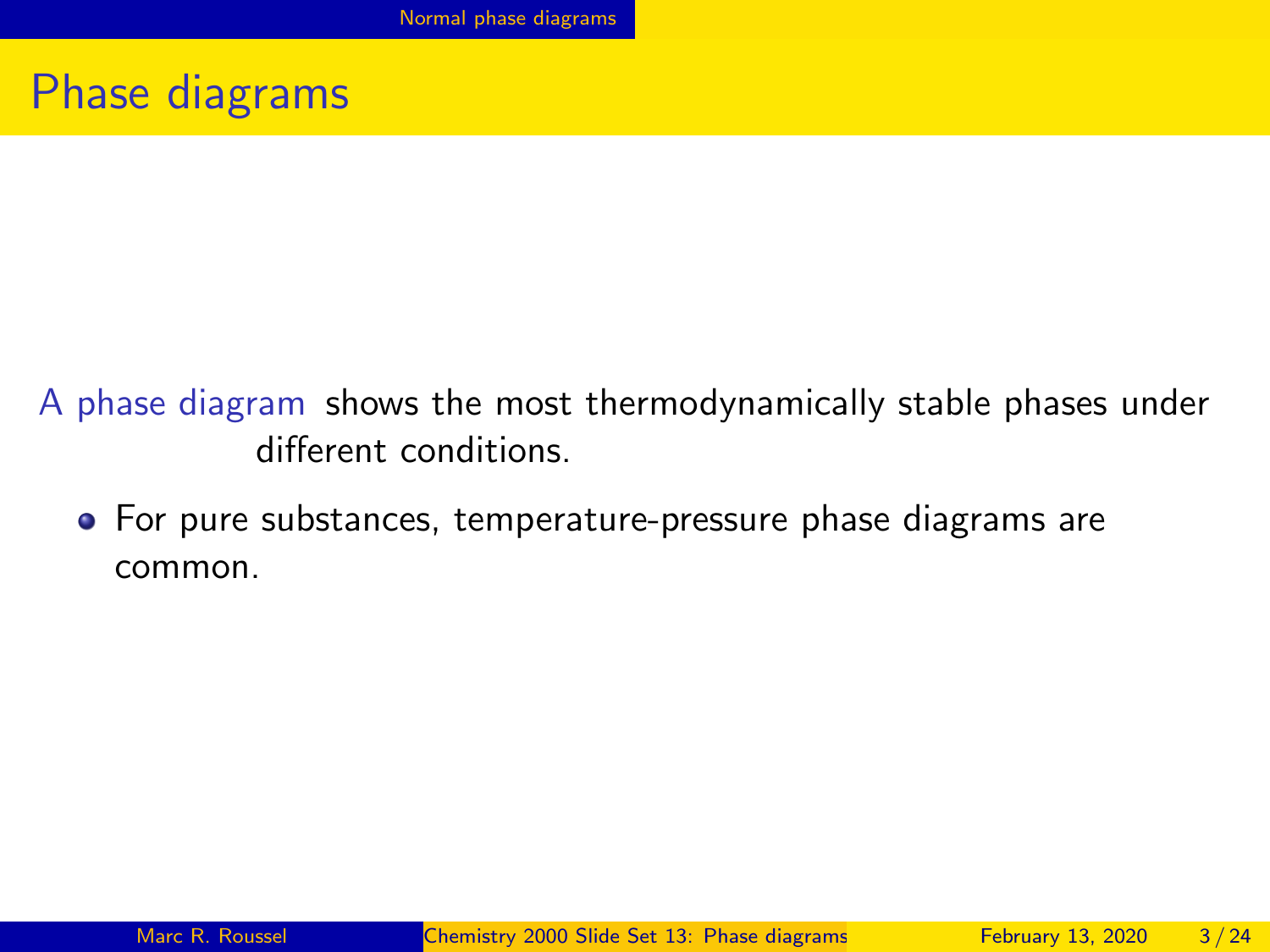# Phase diagrams

A phase diagram shows the most thermodynamically stable phases under different conditions.

- For pure substances, temperature-pressure phase diagrams are common.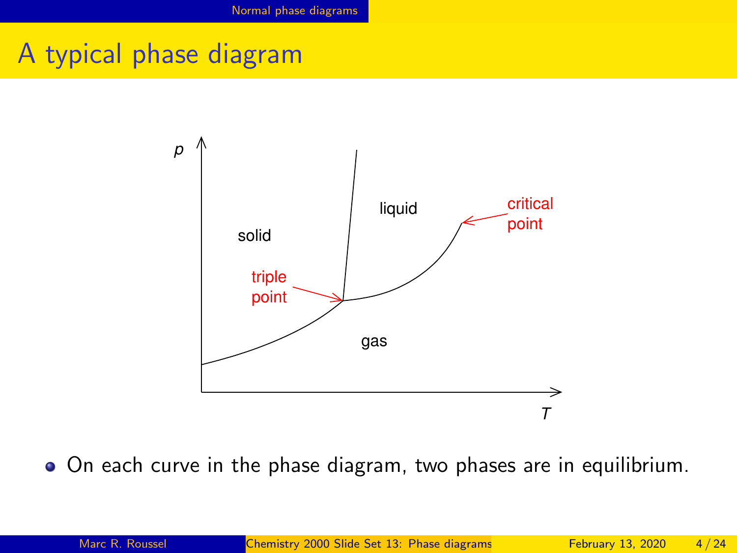# A typical phase diagram

- On each curve in the phase diagram, two phases are in equilibrium.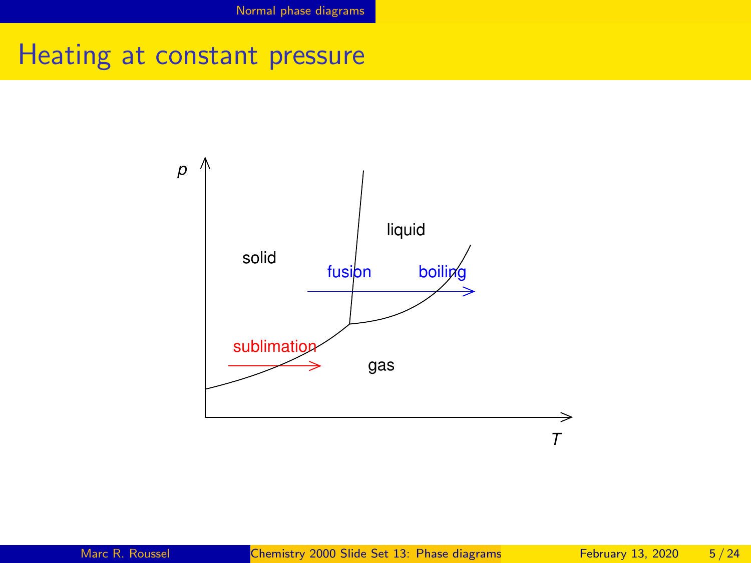# Heating at constant pressure

p

solid

liquid

fusion

boiling

sublimation

gas

T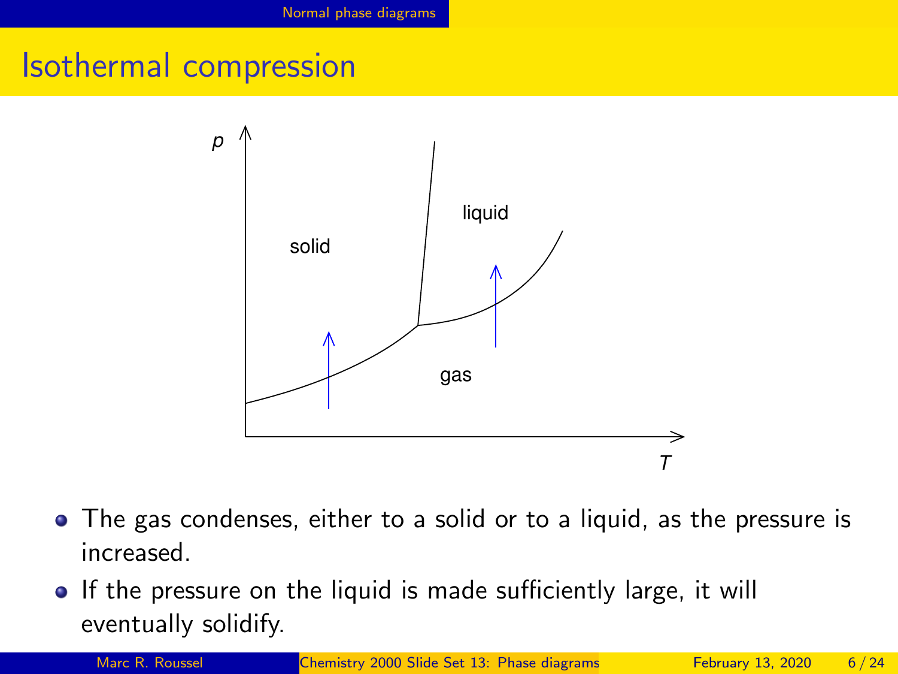# Isothermal compression

- The gas condenses, either to a solid or to a liquid, as the pressure is increased.
- If the pressure on the liquid is made sufficiently large, it will eventually solidify.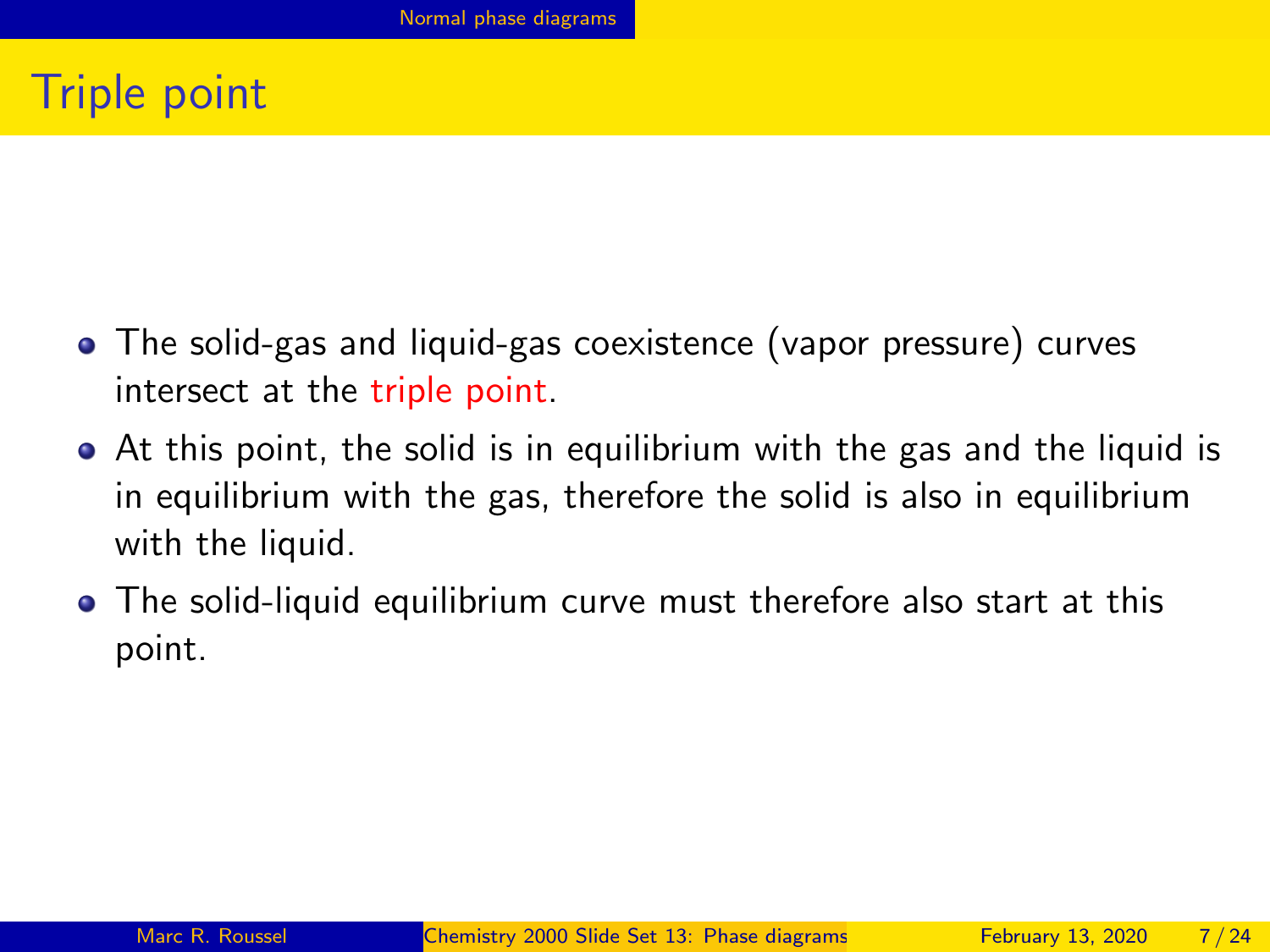# Triple point

- The solid-gas and liquid-gas coexistence (vapor pressure) curves intersect at the triple point.
- At this point, the solid is in equilibrium with the gas and the liquid is in equilibrium with the gas, therefore the solid is also in equilibrium with the liquid.
- The solid-liquid equilibrium curve must therefore also start at this point.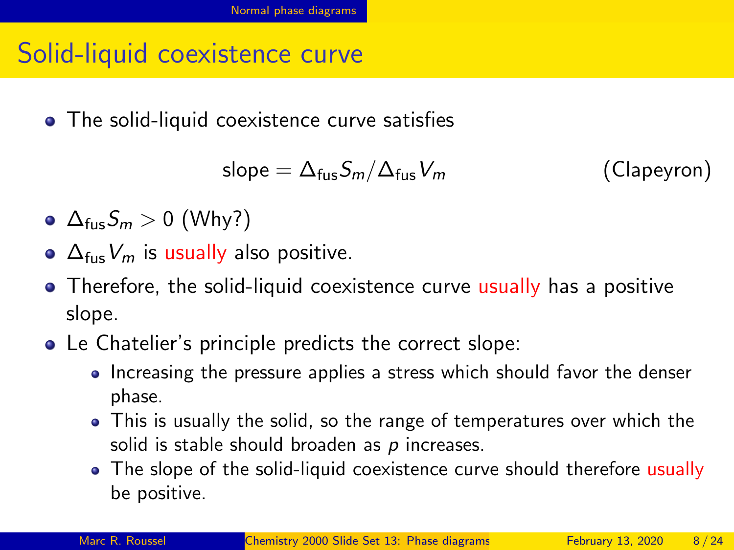## Solid-liquid coexistence curve

- The solid-liquid coexistence curve satisfies

$$\text{slope} = \Delta_{\text{fus}} S_m / \Delta_{\text{fus}} V_m \qquad \text{(Clapeyron)}$$

- $\Delta_{\text{fus}} S_m > 0$ (Why?)
- $\Delta_{\text{fus}} V_m$ is usually also positive.
- Therefore, the solid-liquid coexistence curve usually has a positive slope.
- Le Chatelier's principle predicts the correct slope:
  - Increasing the pressure applies a stress which should favor the denser phase.
  - This is usually the solid, so the range of temperatures over which the solid is stable should broaden as $p$ increases.
  - The slope of the solid-liquid coexistence curve should therefore usually be positive.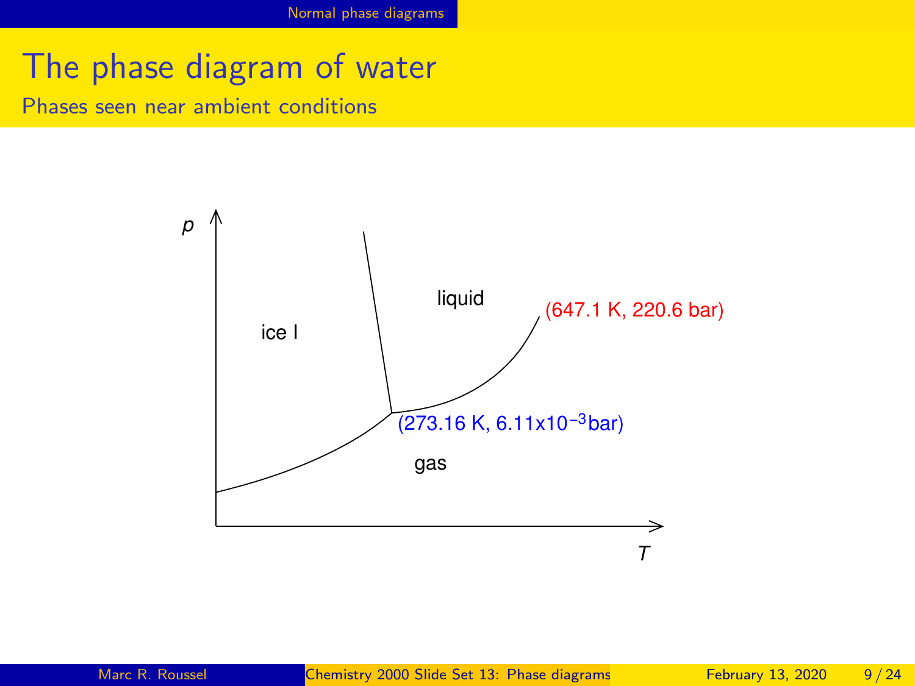# The phase diagram of water

## Phases seen near ambient conditions

$p$

ice I

liquid

(647.1 K, 220.6 bar)

(273.16 K, $6.11 \times 10^{-3}$ bar)

gas

$T$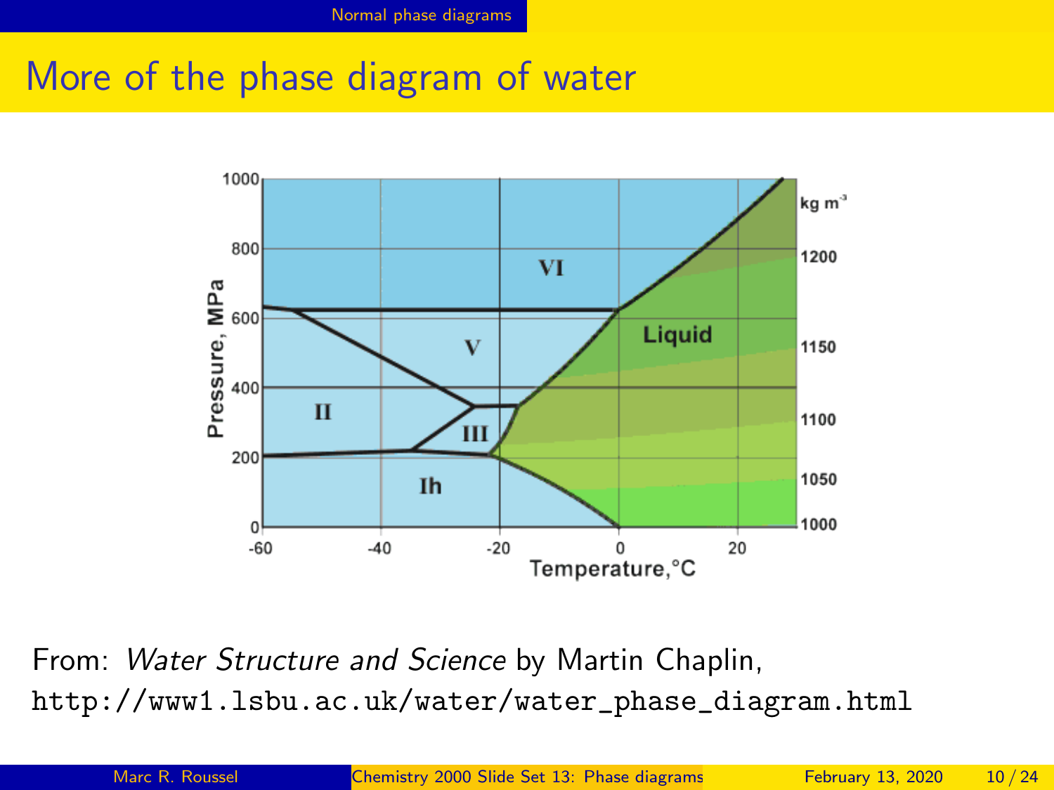# More of the phase diagram of water

From: *Water Structure and Science* by Martin Chaplin,
http://www1.lsbu.ac.uk/water/water_phase_diagram.html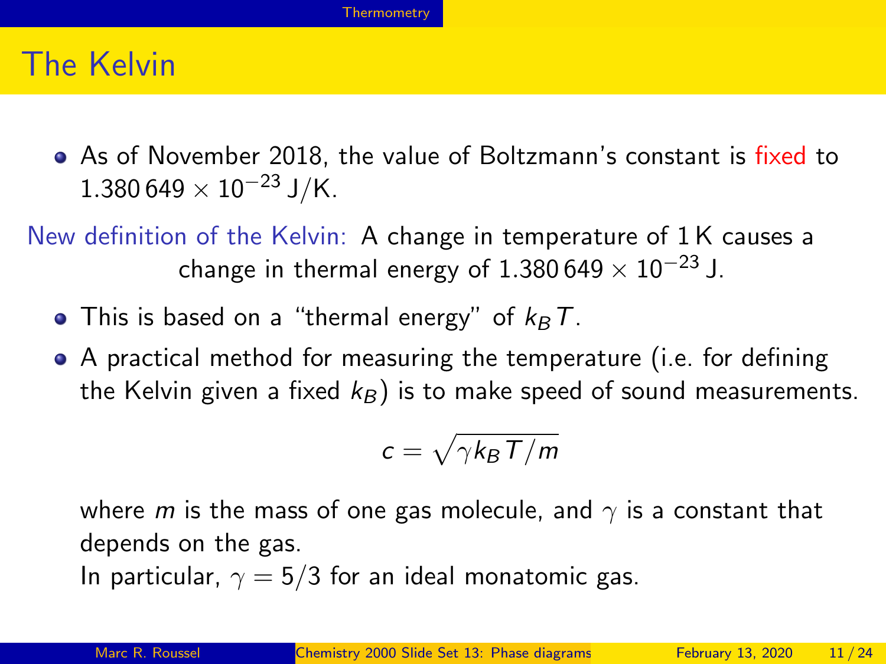# The Kelvin

- As of November 2018, the value of Boltzmann's constant is fixed to $1.380\,649 \times 10^{-23}$ J/K.

New definition of the Kelvin: A change in temperature of 1 K causes a change in thermal energy of $1.380\,649 \times 10^{-23}$ J.

- This is based on a "thermal energy" of $k_B T$.
- A practical method for measuring the temperature (i.e. for defining the Kelvin given a fixed $k_B$) is to make speed of sound measurements.

$$c = \sqrt{\gamma k_B T / m}$$

where $m$ is the mass of one gas molecule, and $\gamma$ is a constant that depends on the gas.
In particular, $\gamma = 5/3$ for an ideal monatomic gas.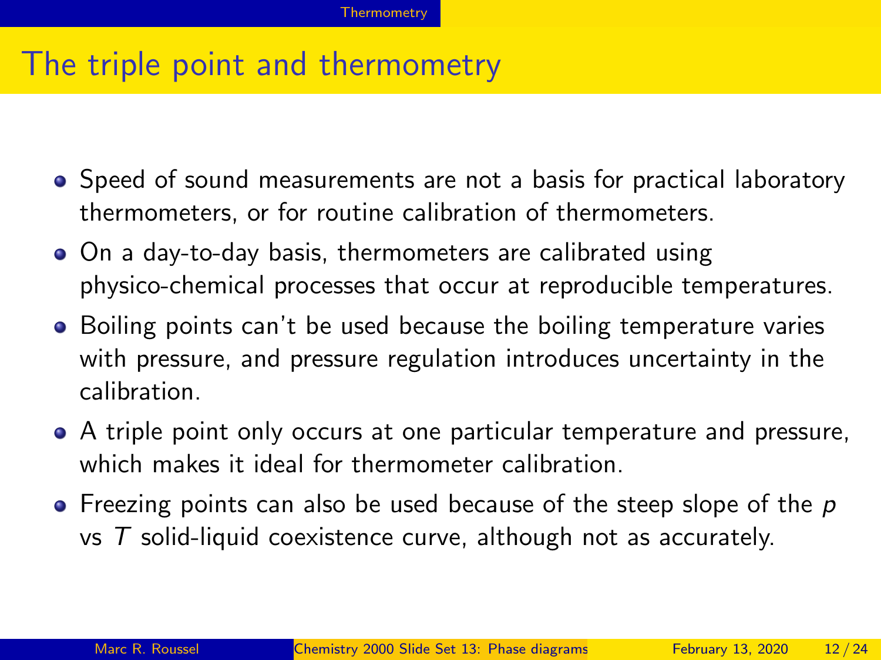# The triple point and thermometry

- Speed of sound measurements are not a basis for practical laboratory thermometers, or for routine calibration of thermometers.
- On a day-to-day basis, thermometers are calibrated using physico-chemical processes that occur at reproducible temperatures.
- Boiling points can't be used because the boiling temperature varies with pressure, and pressure regulation introduces uncertainty in the calibration.
- A triple point only occurs at one particular temperature and pressure, which makes it ideal for thermometer calibration.
- Freezing points can also be used because of the steep slope of the $p$ vs $T$ solid-liquid coexistence curve, although not as accurately.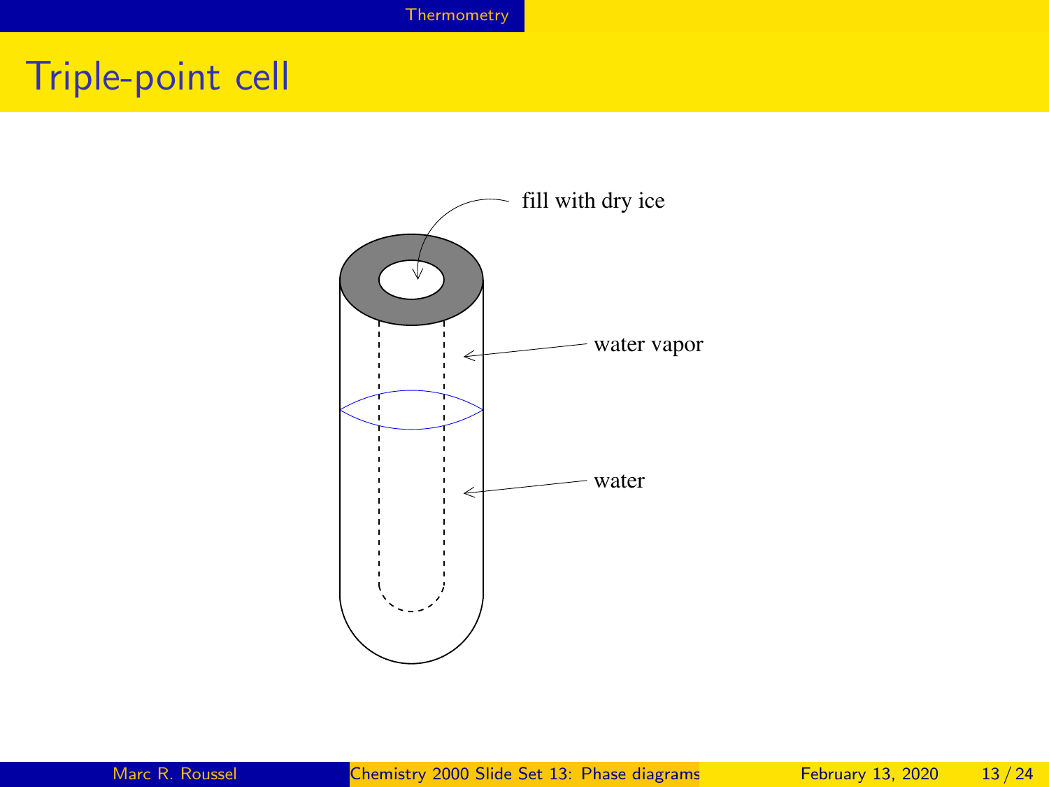# Triple-point cell

fill with dry ice

water vapor

water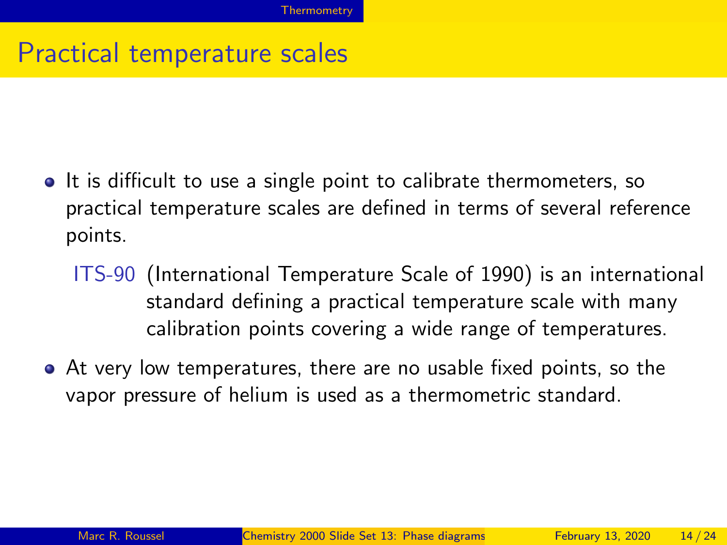# Practical temperature scales

- It is difficult to use a single point to calibrate thermometers, so practical temperature scales are defined in terms of several reference points.

  **ITS-90** (International Temperature Scale of 1990) is an international standard defining a practical temperature scale with many calibration points covering a wide range of temperatures.

- At very low temperatures, there are no usable fixed points, so the vapor pressure of helium is used as a thermometric standard.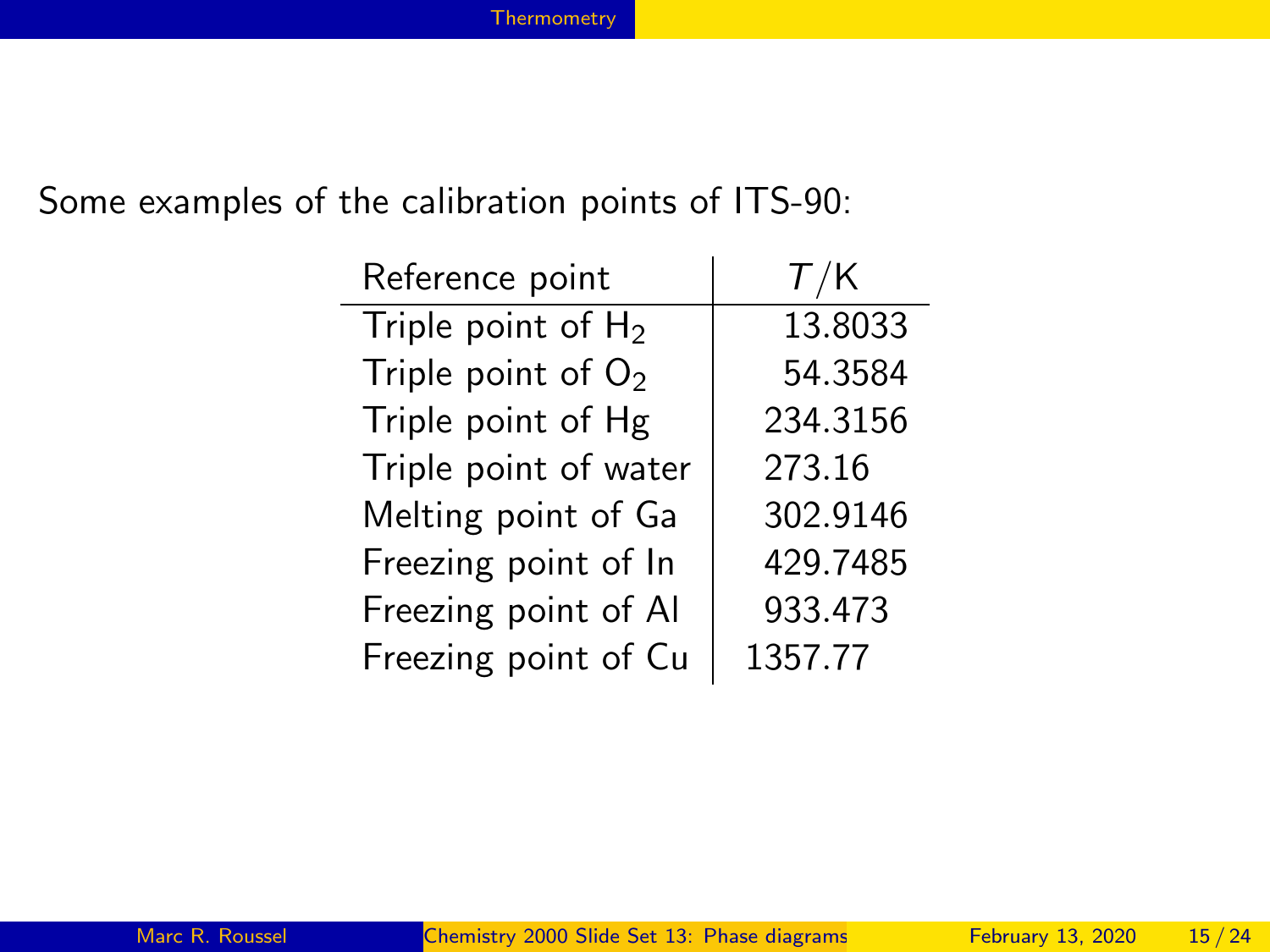Some examples of the calibration points of ITS-90:

| Reference point | $T/\mathrm{K}$ |
|---|---|
| Triple point of $H_2$ | 13.8033 |
| Triple point of $O_2$ | 54.3584 |
| Triple point of Hg | 234.3156 |
| Triple point of water | 273.16 |
| Melting point of Ga | 302.9146 |
| Freezing point of In | 429.7485 |
| Freezing point of Al | 933.473 |
| Freezing point of Cu | 1357.77 |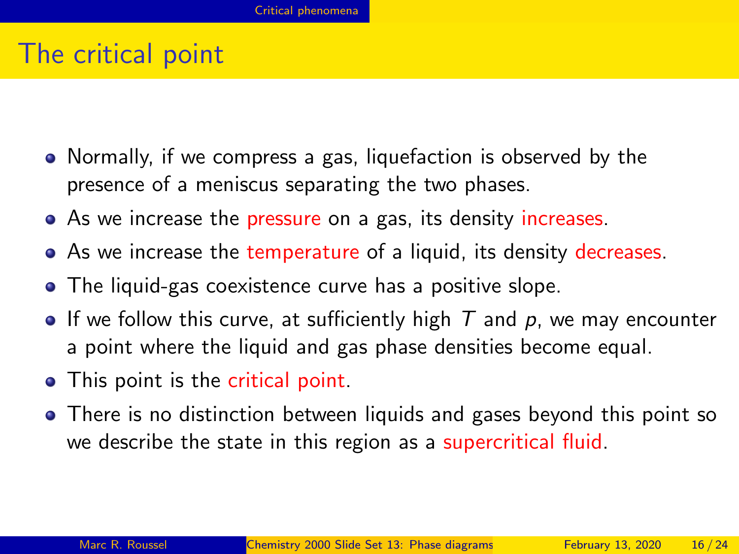## The critical point

- Normally, if we compress a gas, liquefaction is observed by the presence of a meniscus separating the two phases.
- As we increase the pressure on a gas, its density increases.
- As we increase the temperature of a liquid, its density decreases.
- The liquid-gas coexistence curve has a positive slope.
- If we follow this curve, at sufficiently high $T$ and $p$, we may encounter a point where the liquid and gas phase densities become equal.
- This point is the critical point.
- There is no distinction between liquids and gases beyond this point so we describe the state in this region as a supercritical fluid.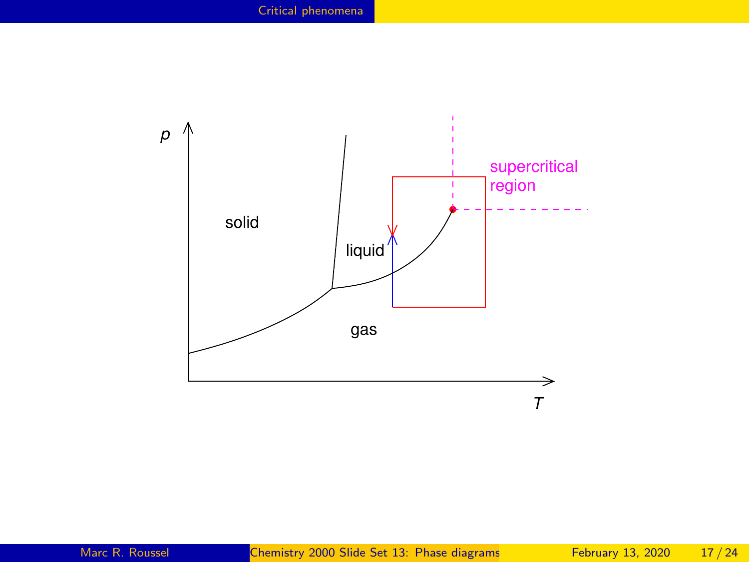## Critical phenomena

p

solid

liquid

gas

supercritical region

T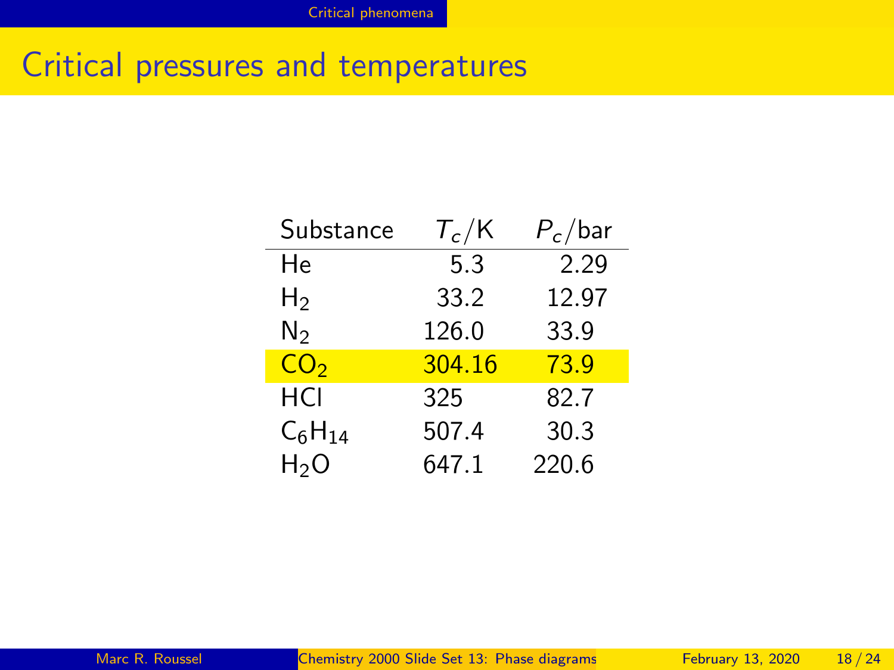# Critical pressures and temperatures

| Substance | $T_c$/K | $P_c$/bar |
| --- | --- | --- |
| He | 5.3 | 2.29 |
| $H_2$ | 33.2 | 12.97 |
| $N_2$ | 126.0 | 33.9 |
| $CO_2$ | 304.16 | 73.9 |
| HCl | 325 | 82.7 |
| $C_6H_{14}$ | 507.4 | 30.3 |
| $H_2O$ | 647.1 | 220.6 |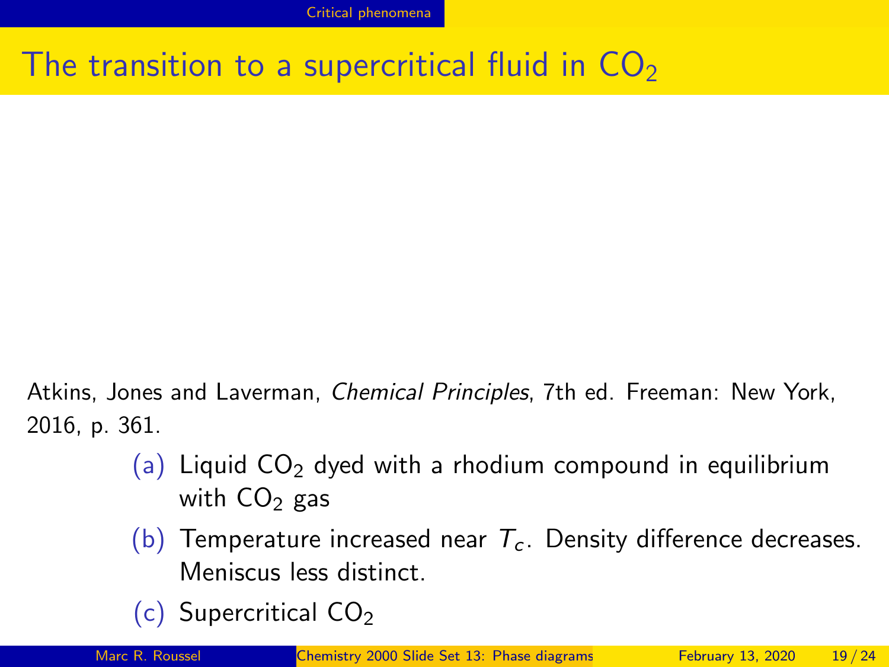# The transition to a supercritical fluid in $CO_2$

Atkins, Jones and Laverman, *Chemical Principles*, 7th ed. Freeman: New York, 2016, p. 361.

(a) Liquid $CO_2$ dyed with a rhodium compound in equilibrium with $CO_2$ gas

(b) Temperature increased near $T_c$. Density difference decreases. Meniscus less distinct.

(c) Supercritical $CO_2$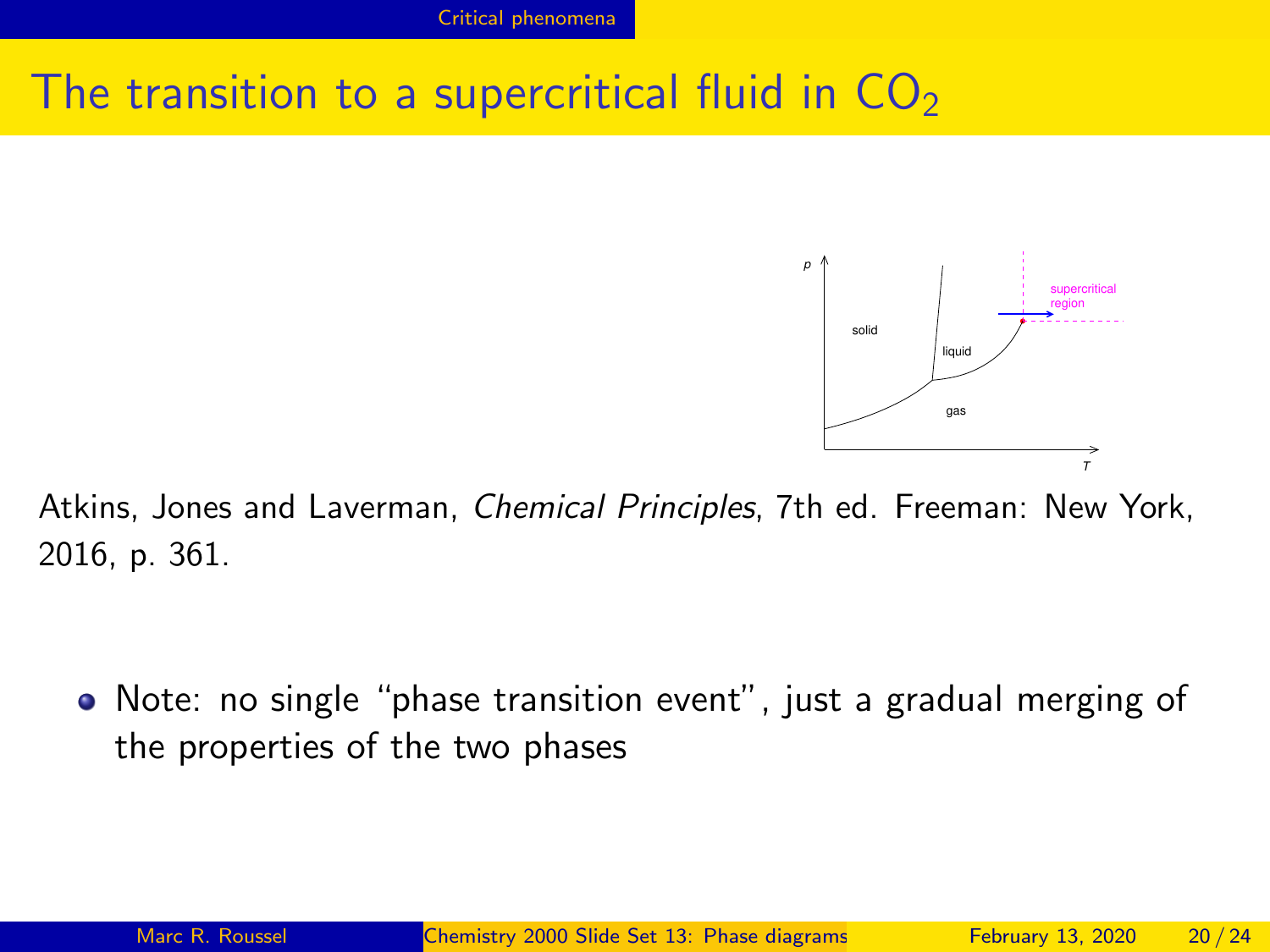# The transition to a supercritical fluid in $CO_2$

Atkins, Jones and Laverman, *Chemical Principles*, 7th ed. Freeman: New York, 2016, p. 361.

- Note: no single "phase transition event", just a gradual merging of the properties of the two phases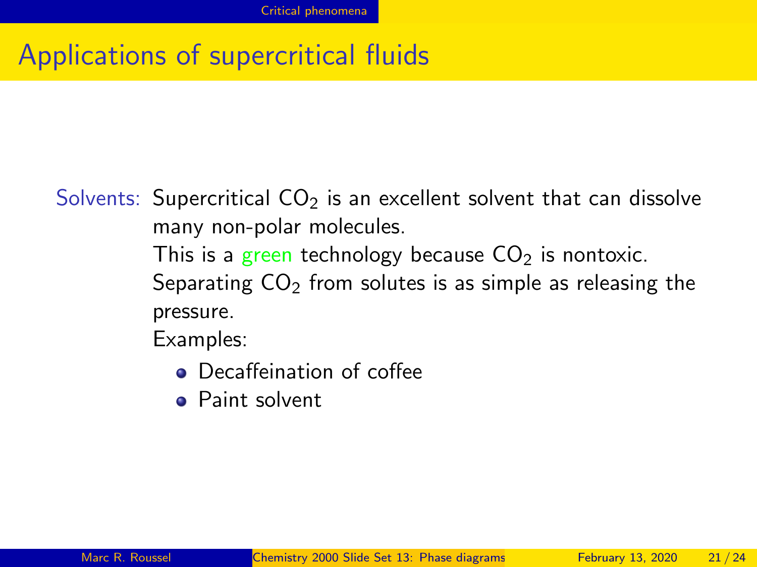# Applications of supercritical fluids

Solvents: Supercritical $CO_2$ is an excellent solvent that can dissolve many non-polar molecules.

This is a green technology because $CO_2$ is nontoxic.

Separating $CO_2$ from solutes is as simple as releasing the pressure.

Examples:

- Decaffeination of coffee
- Paint solvent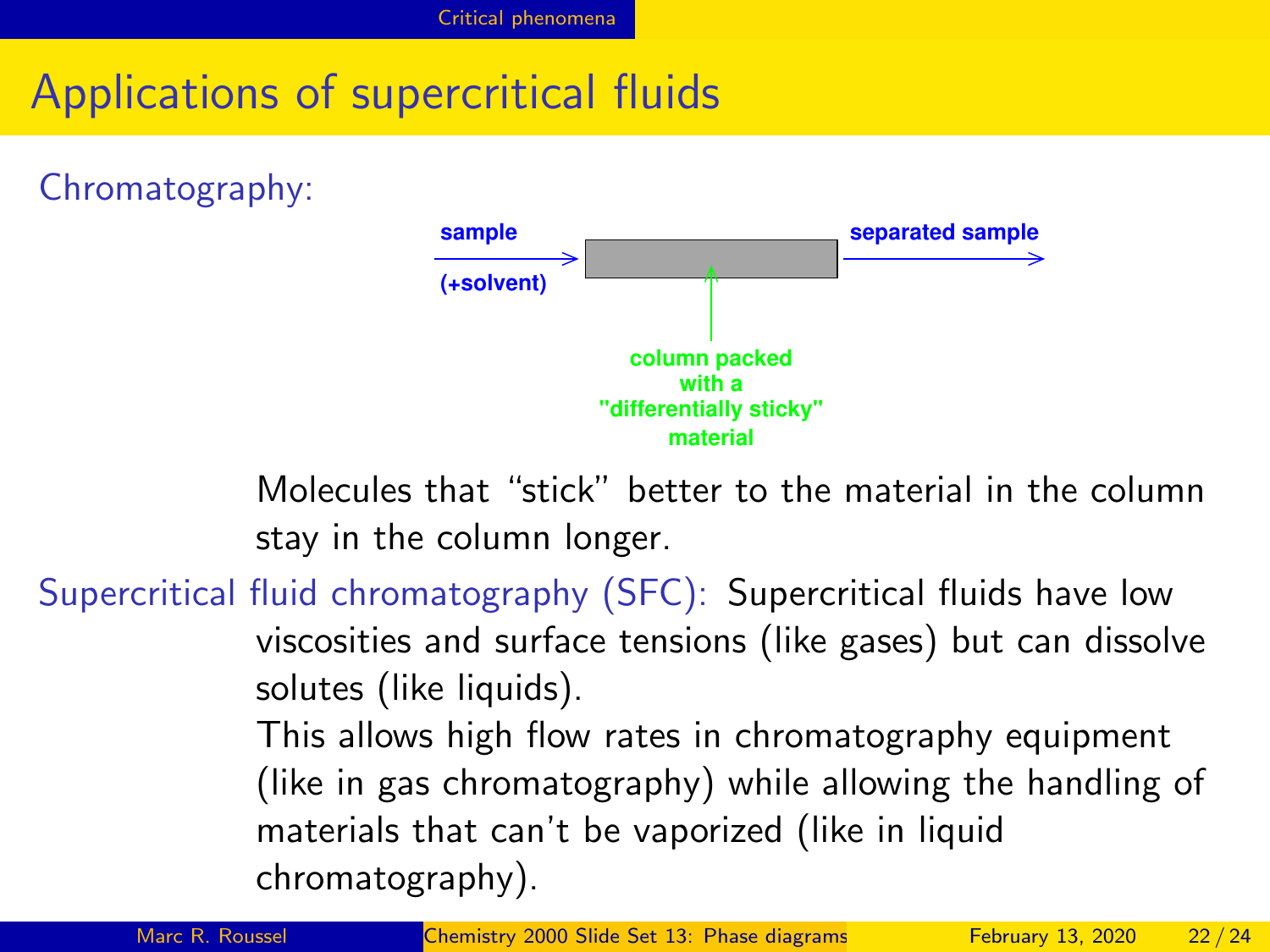# Applications of supercritical fluids

**Chromatography:**

sample (+solvent) → [column] → separated sample

column packed with a "differentially sticky" material

Molecules that "stick" better to the material in the column stay in the column longer.

**Supercritical fluid chromatography (SFC):** Supercritical fluids have low viscosities and surface tensions (like gases) but can dissolve solutes (like liquids).

This allows high flow rates in chromatography equipment (like in gas chromatography) while allowing the handling of materials that can't be vaporized (like in liquid chromatography).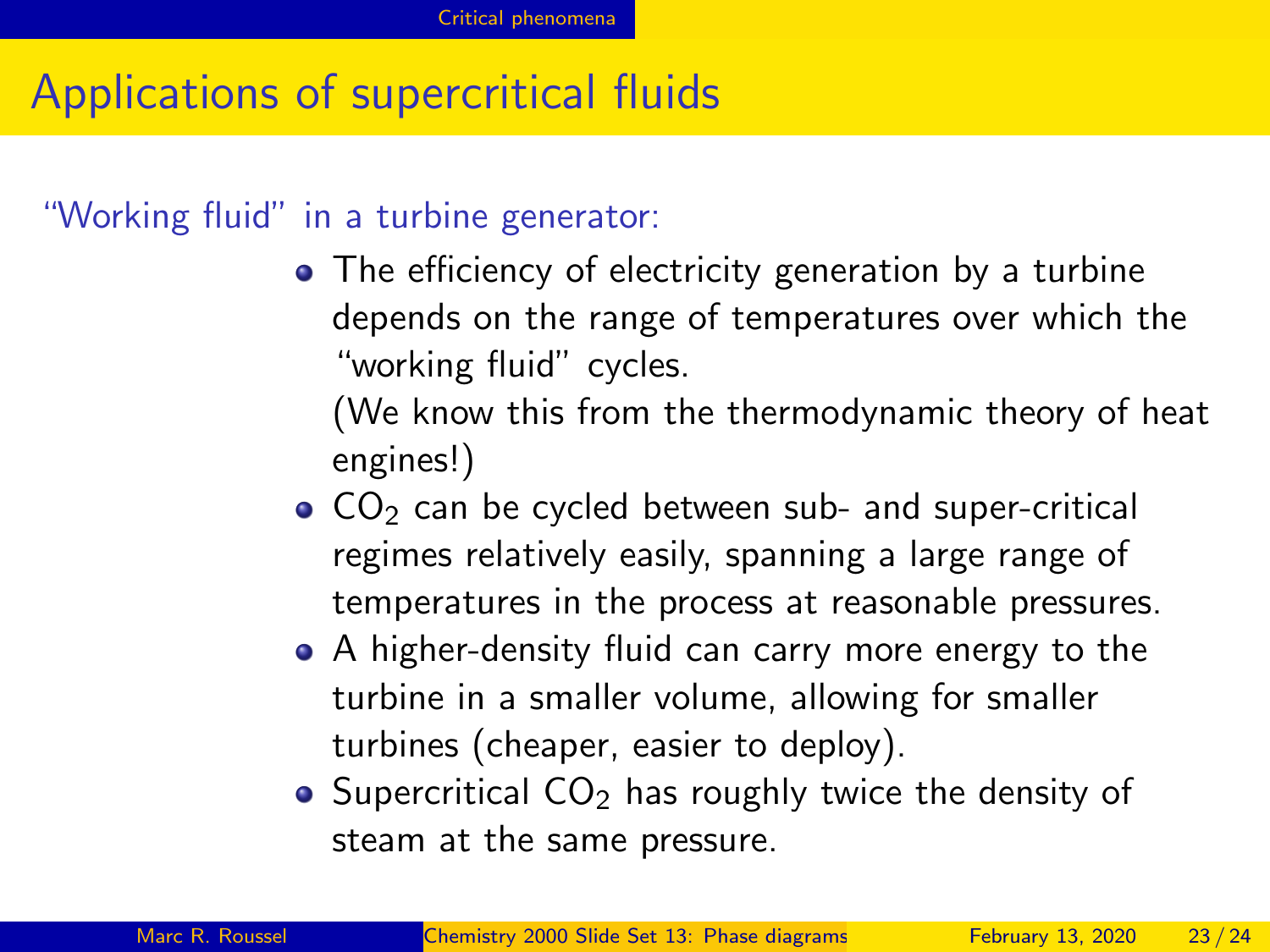# Applications of supercritical fluids

"Working fluid" in a turbine generator:

- The efficiency of electricity generation by a turbine depends on the range of temperatures over which the "working fluid" cycles.
  (We know this from the thermodynamic theory of heat engines!)
- $CO_2$ can be cycled between sub- and super-critical regimes relatively easily, spanning a large range of temperatures in the process at reasonable pressures.
- A higher-density fluid can carry more energy to the turbine in a smaller volume, allowing for smaller turbines (cheaper, easier to deploy).
- Supercritical $CO_2$ has roughly twice the density of steam at the same pressure.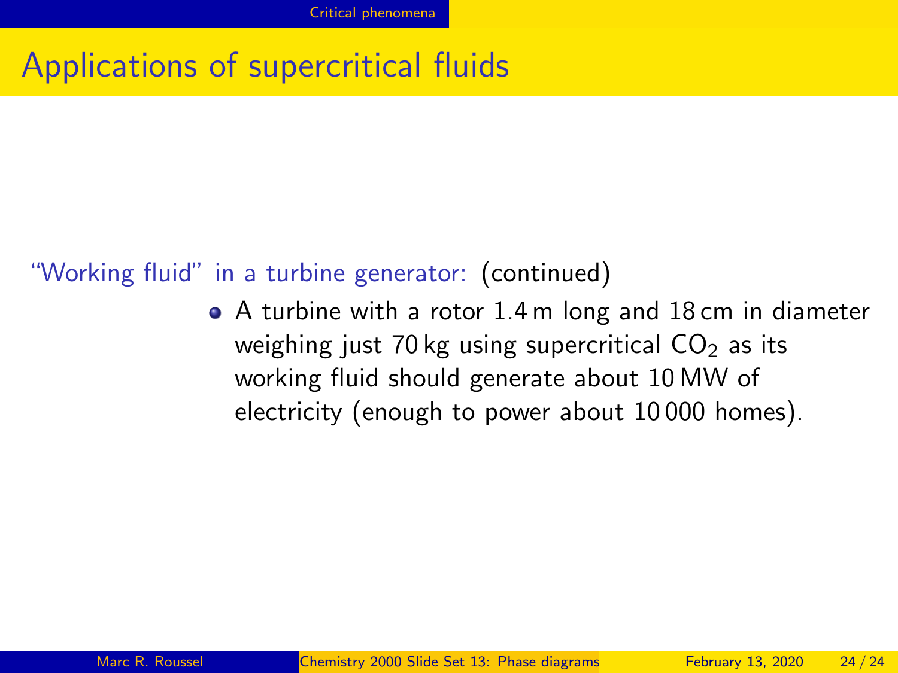# Applications of supercritical fluids

"Working fluid" in a turbine generator: (continued)

- A turbine with a rotor 1.4 m long and 18 cm in diameter weighing just 70 kg using supercritical $CO_2$ as its working fluid should generate about 10 MW of electricity (enough to power about 10 000 homes).